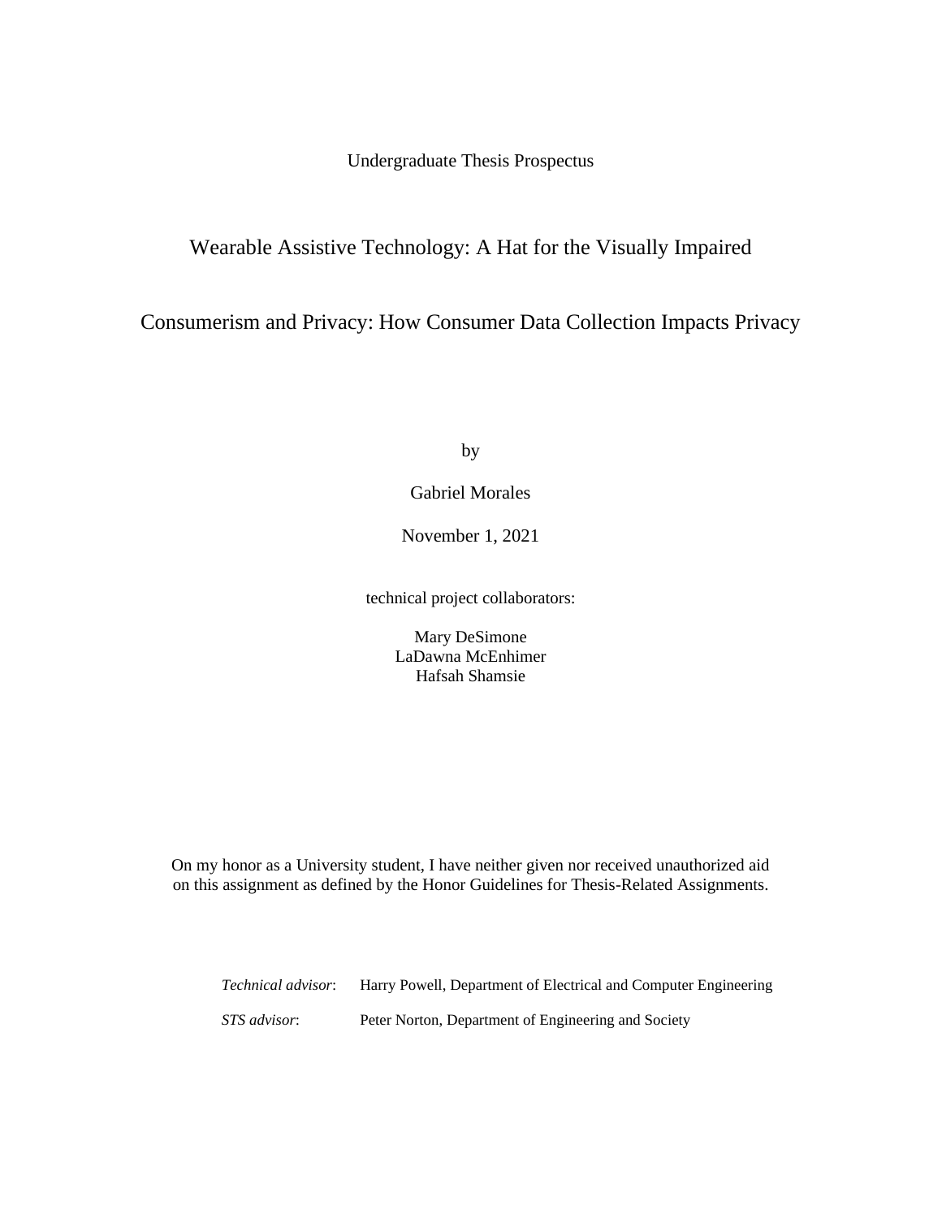Undergraduate Thesis Prospectus

# Wearable Assistive Technology: A Hat for the Visually Impaired

# Consumerism and Privacy: How Consumer Data Collection Impacts Privacy

by

Gabriel Morales

November 1, 2021

technical project collaborators:

Mary DeSimone
LaDawna McEnhimer
Hafsah Shamsie

On my honor as a University student, I have neither given nor received unauthorized aid on this assignment as defined by the Honor Guidelines for Thesis-Related Assignments.

*Technical advisor*: Harry Powell, Department of Electrical and Computer Engineering

*STS advisor*: Peter Norton, Department of Engineering and Society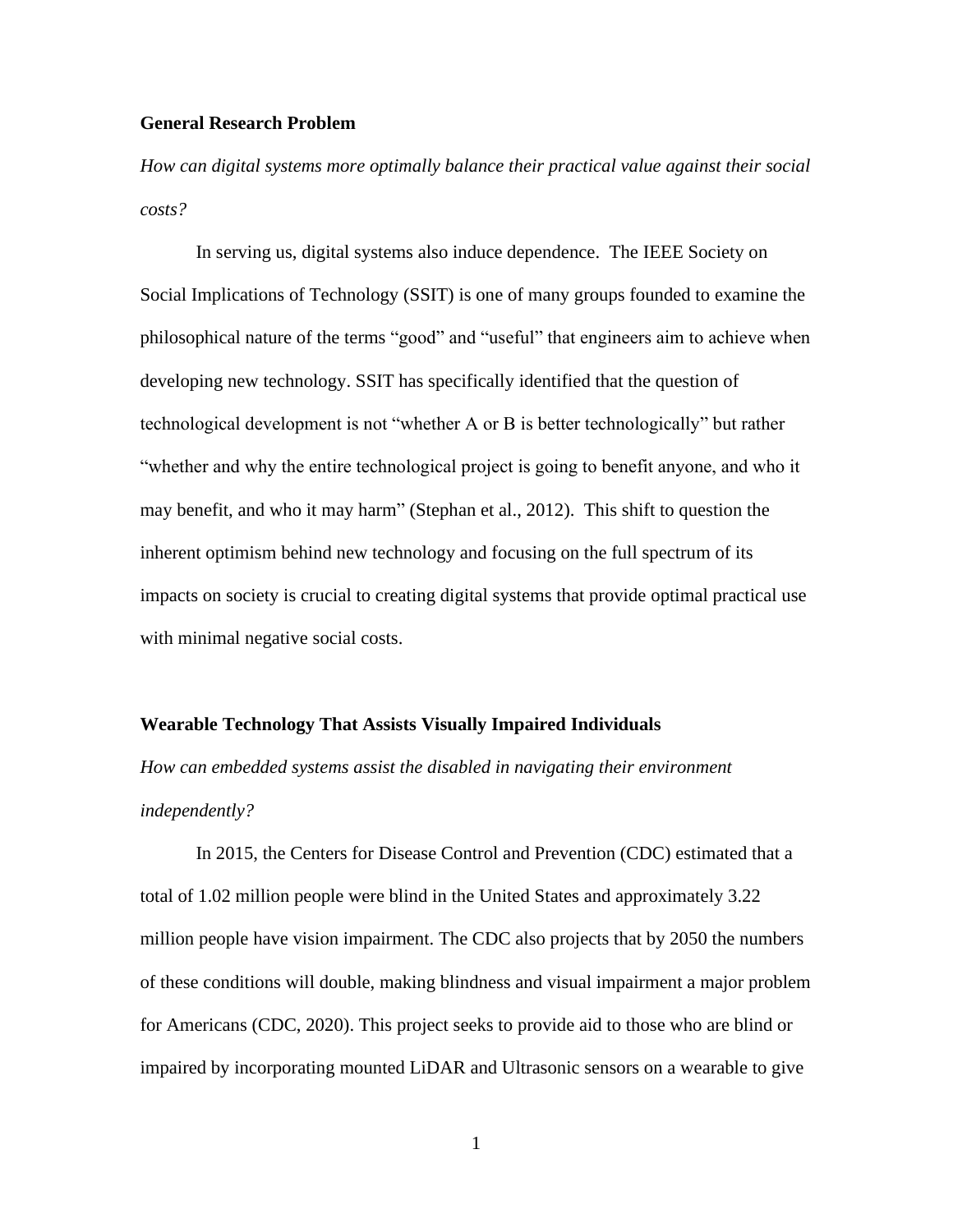**General Research Problem**

*How can digital systems more optimally balance their practical value against their social costs?*

In serving us, digital systems also induce dependence. The IEEE Society on Social Implications of Technology (SSIT) is one of many groups founded to examine the philosophical nature of the terms "good" and "useful" that engineers aim to achieve when developing new technology. SSIT has specifically identified that the question of technological development is not "whether A or B is better technologically" but rather "whether and why the entire technological project is going to benefit anyone, and who it may benefit, and who it may harm" (Stephan et al., 2012). This shift to question the inherent optimism behind new technology and focusing on the full spectrum of its impacts on society is crucial to creating digital systems that provide optimal practical use with minimal negative social costs.

**Wearable Technology That Assists Visually Impaired Individuals**

*How can embedded systems assist the disabled in navigating their environment independently?*

In 2015, the Centers for Disease Control and Prevention (CDC) estimated that a total of 1.02 million people were blind in the United States and approximately 3.22 million people have vision impairment. The CDC also projects that by 2050 the numbers of these conditions will double, making blindness and visual impairment a major problem for Americans (CDC, 2020). This project seeks to provide aid to those who are blind or impaired by incorporating mounted LiDAR and Ultrasonic sensors on a wearable to give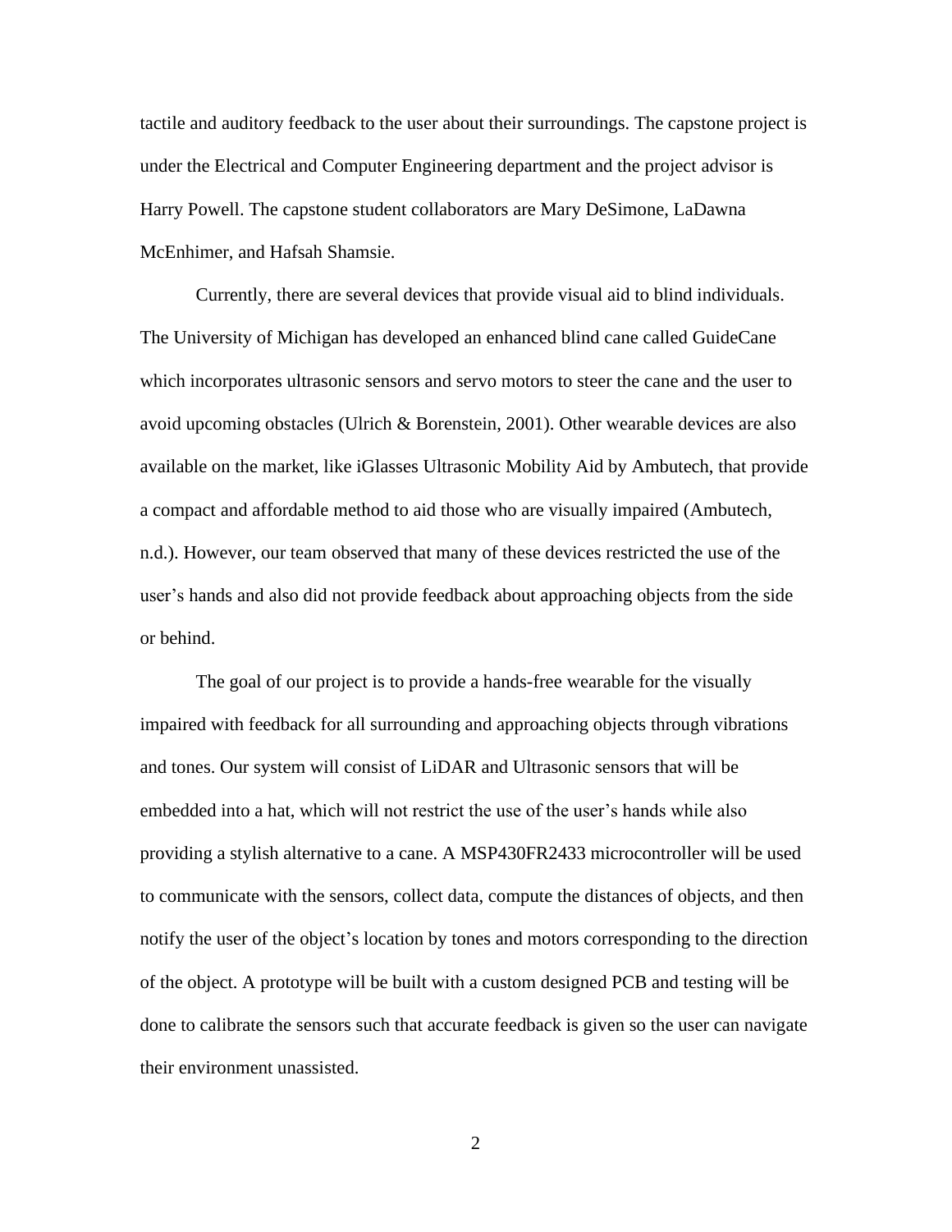tactile and auditory feedback to the user about their surroundings. The capstone project is under the Electrical and Computer Engineering department and the project advisor is Harry Powell. The capstone student collaborators are Mary DeSimone, LaDawna McEnhimer, and Hafsah Shamsie.

Currently, there are several devices that provide visual aid to blind individuals. The University of Michigan has developed an enhanced blind cane called GuideCane which incorporates ultrasonic sensors and servo motors to steer the cane and the user to avoid upcoming obstacles (Ulrich & Borenstein, 2001). Other wearable devices are also available on the market, like iGlasses Ultrasonic Mobility Aid by Ambutech, that provide a compact and affordable method to aid those who are visually impaired (Ambutech, n.d.). However, our team observed that many of these devices restricted the use of the user's hands and also did not provide feedback about approaching objects from the side or behind.

The goal of our project is to provide a hands-free wearable for the visually impaired with feedback for all surrounding and approaching objects through vibrations and tones. Our system will consist of LiDAR and Ultrasonic sensors that will be embedded into a hat, which will not restrict the use of the user's hands while also providing a stylish alternative to a cane. A MSP430FR2433 microcontroller will be used to communicate with the sensors, collect data, compute the distances of objects, and then notify the user of the object's location by tones and motors corresponding to the direction of the object. A prototype will be built with a custom designed PCB and testing will be done to calibrate the sensors such that accurate feedback is given so the user can navigate their environment unassisted.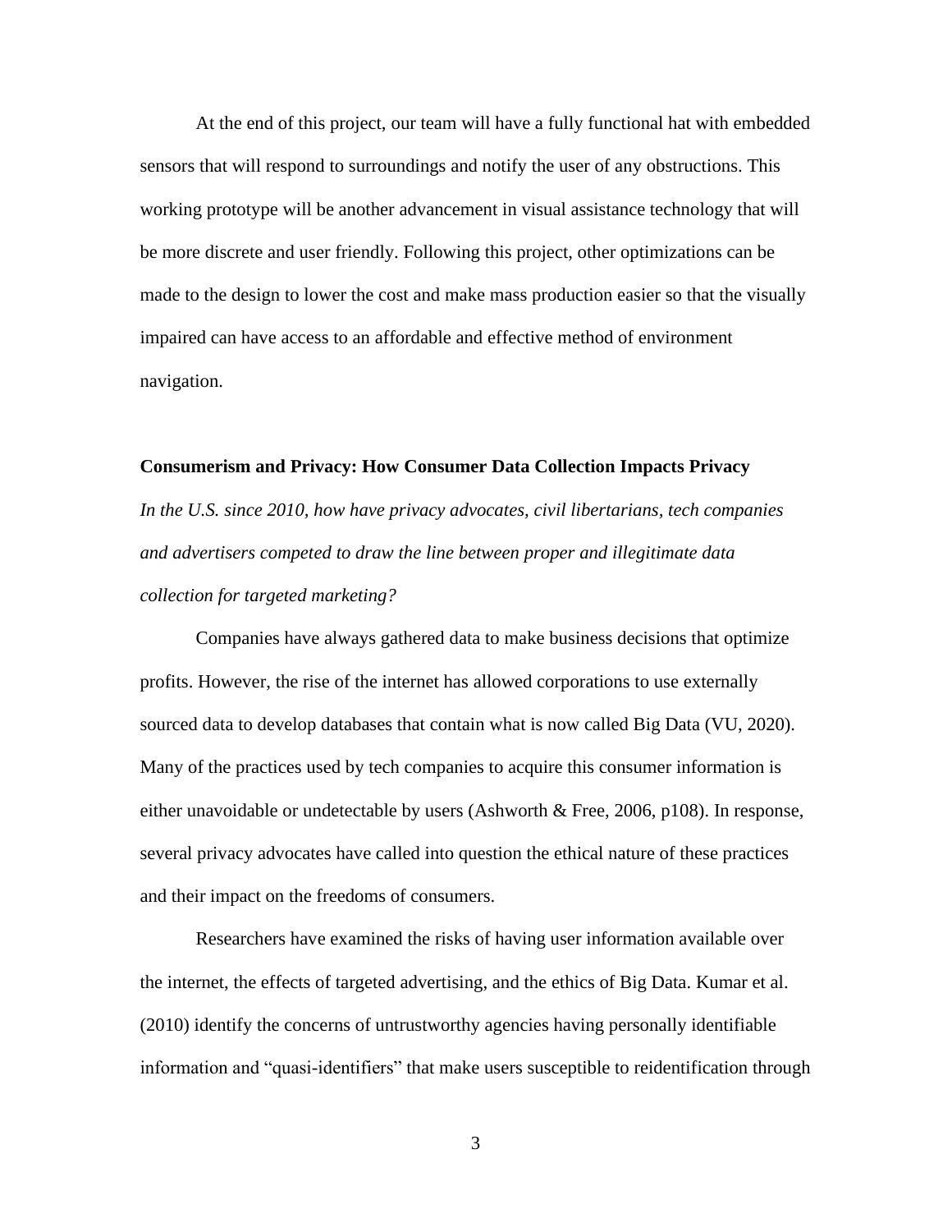At the end of this project, our team will have a fully functional hat with embedded sensors that will respond to surroundings and notify the user of any obstructions. This working prototype will be another advancement in visual assistance technology that will be more discrete and user friendly. Following this project, other optimizations can be made to the design to lower the cost and make mass production easier so that the visually impaired can have access to an affordable and effective method of environment navigation.

**Consumerism and Privacy: How Consumer Data Collection Impacts Privacy**

*In the U.S. since 2010, how have privacy advocates, civil libertarians, tech companies and advertisers competed to draw the line between proper and illegitimate data collection for targeted marketing?*

Companies have always gathered data to make business decisions that optimize profits. However, the rise of the internet has allowed corporations to use externally sourced data to develop databases that contain what is now called Big Data (VU, 2020). Many of the practices used by tech companies to acquire this consumer information is either unavoidable or undetectable by users (Ashworth & Free, 2006, p108). In response, several privacy advocates have called into question the ethical nature of these practices and their impact on the freedoms of consumers.

Researchers have examined the risks of having user information available over the internet, the effects of targeted advertising, and the ethics of Big Data. Kumar et al. (2010) identify the concerns of untrustworthy agencies having personally identifiable information and "quasi-identifiers" that make users susceptible to reidentification through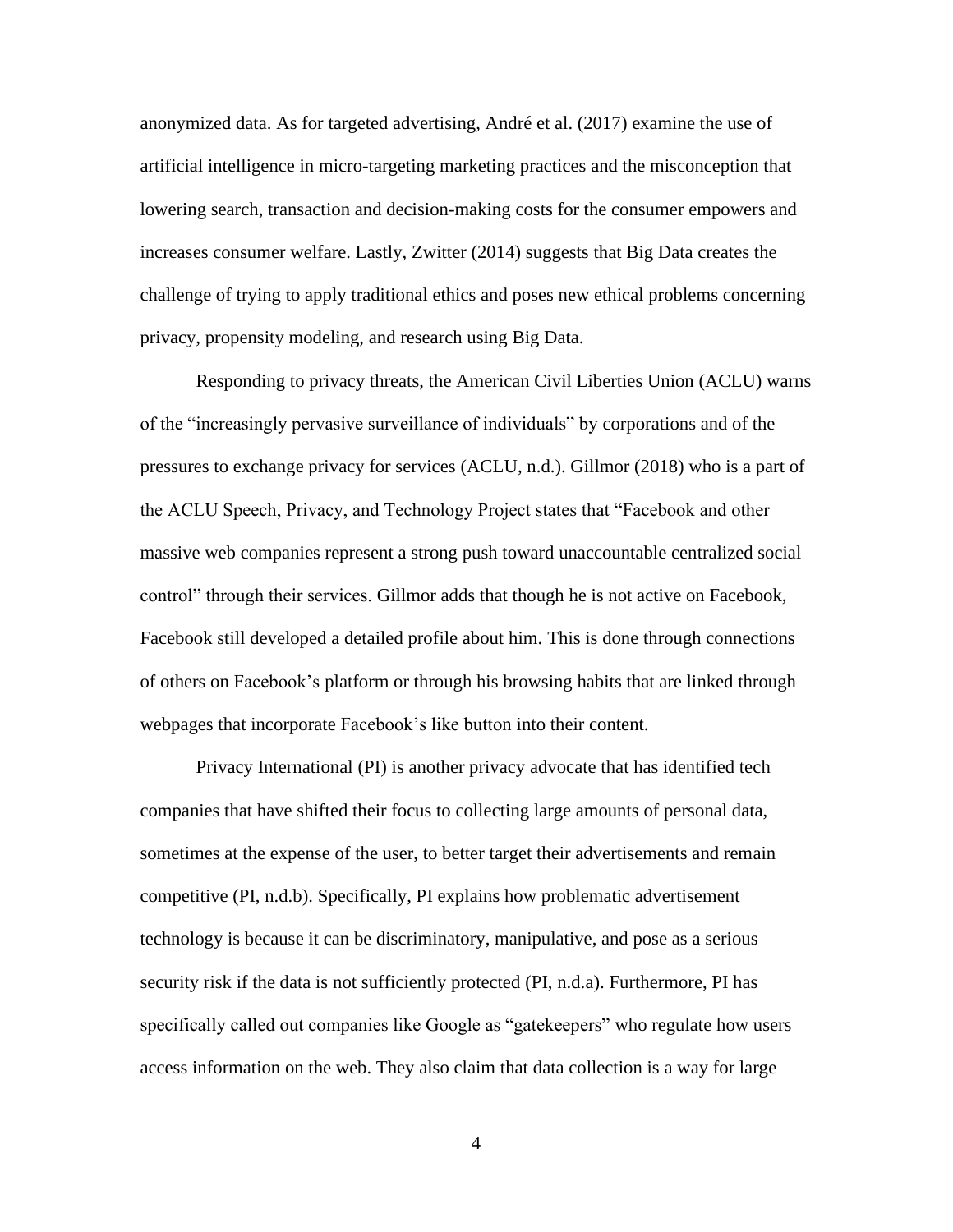anonymized data. As for targeted advertising, André et al. (2017) examine the use of artificial intelligence in micro-targeting marketing practices and the misconception that lowering search, transaction and decision-making costs for the consumer empowers and increases consumer welfare. Lastly, Zwitter (2014) suggests that Big Data creates the challenge of trying to apply traditional ethics and poses new ethical problems concerning privacy, propensity modeling, and research using Big Data.

Responding to privacy threats, the American Civil Liberties Union (ACLU) warns of the "increasingly pervasive surveillance of individuals" by corporations and of the pressures to exchange privacy for services (ACLU, n.d.). Gillmor (2018) who is a part of the ACLU Speech, Privacy, and Technology Project states that "Facebook and other massive web companies represent a strong push toward unaccountable centralized social control" through their services. Gillmor adds that though he is not active on Facebook, Facebook still developed a detailed profile about him. This is done through connections of others on Facebook's platform or through his browsing habits that are linked through webpages that incorporate Facebook's like button into their content.

Privacy International (PI) is another privacy advocate that has identified tech companies that have shifted their focus to collecting large amounts of personal data, sometimes at the expense of the user, to better target their advertisements and remain competitive (PI, n.d.b). Specifically, PI explains how problematic advertisement technology is because it can be discriminatory, manipulative, and pose as a serious security risk if the data is not sufficiently protected (PI, n.d.a). Furthermore, PI has specifically called out companies like Google as "gatekeepers" who regulate how users access information on the web. They also claim that data collection is a way for large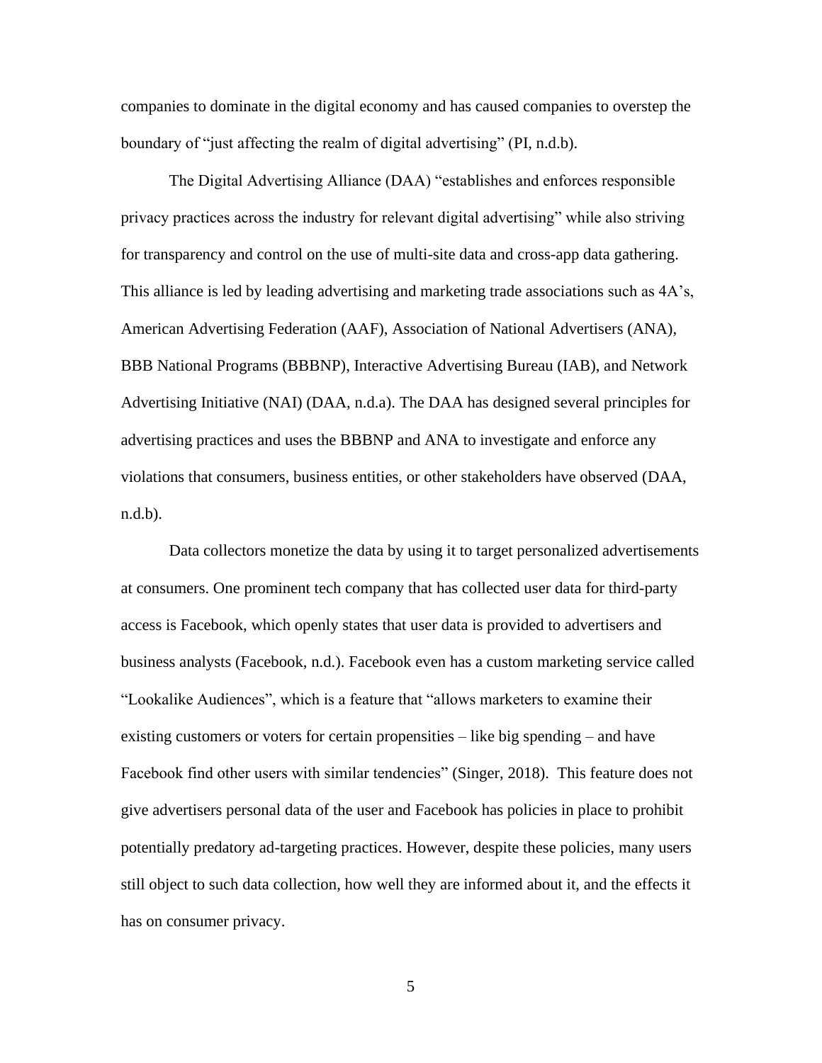companies to dominate in the digital economy and has caused companies to overstep the boundary of "just affecting the realm of digital advertising" (PI, n.d.b).

The Digital Advertising Alliance (DAA) "establishes and enforces responsible privacy practices across the industry for relevant digital advertising" while also striving for transparency and control on the use of multi-site data and cross-app data gathering. This alliance is led by leading advertising and marketing trade associations such as 4A's, American Advertising Federation (AAF), Association of National Advertisers (ANA), BBB National Programs (BBBNP), Interactive Advertising Bureau (IAB), and Network Advertising Initiative (NAI) (DAA, n.d.a). The DAA has designed several principles for advertising practices and uses the BBBNP and ANA to investigate and enforce any violations that consumers, business entities, or other stakeholders have observed (DAA, n.d.b).

Data collectors monetize the data by using it to target personalized advertisements at consumers. One prominent tech company that has collected user data for third-party access is Facebook, which openly states that user data is provided to advertisers and business analysts (Facebook, n.d.). Facebook even has a custom marketing service called "Lookalike Audiences", which is a feature that "allows marketers to examine their existing customers or voters for certain propensities – like big spending – and have Facebook find other users with similar tendencies" (Singer, 2018). This feature does not give advertisers personal data of the user and Facebook has policies in place to prohibit potentially predatory ad-targeting practices. However, despite these policies, many users still object to such data collection, how well they are informed about it, and the effects it has on consumer privacy.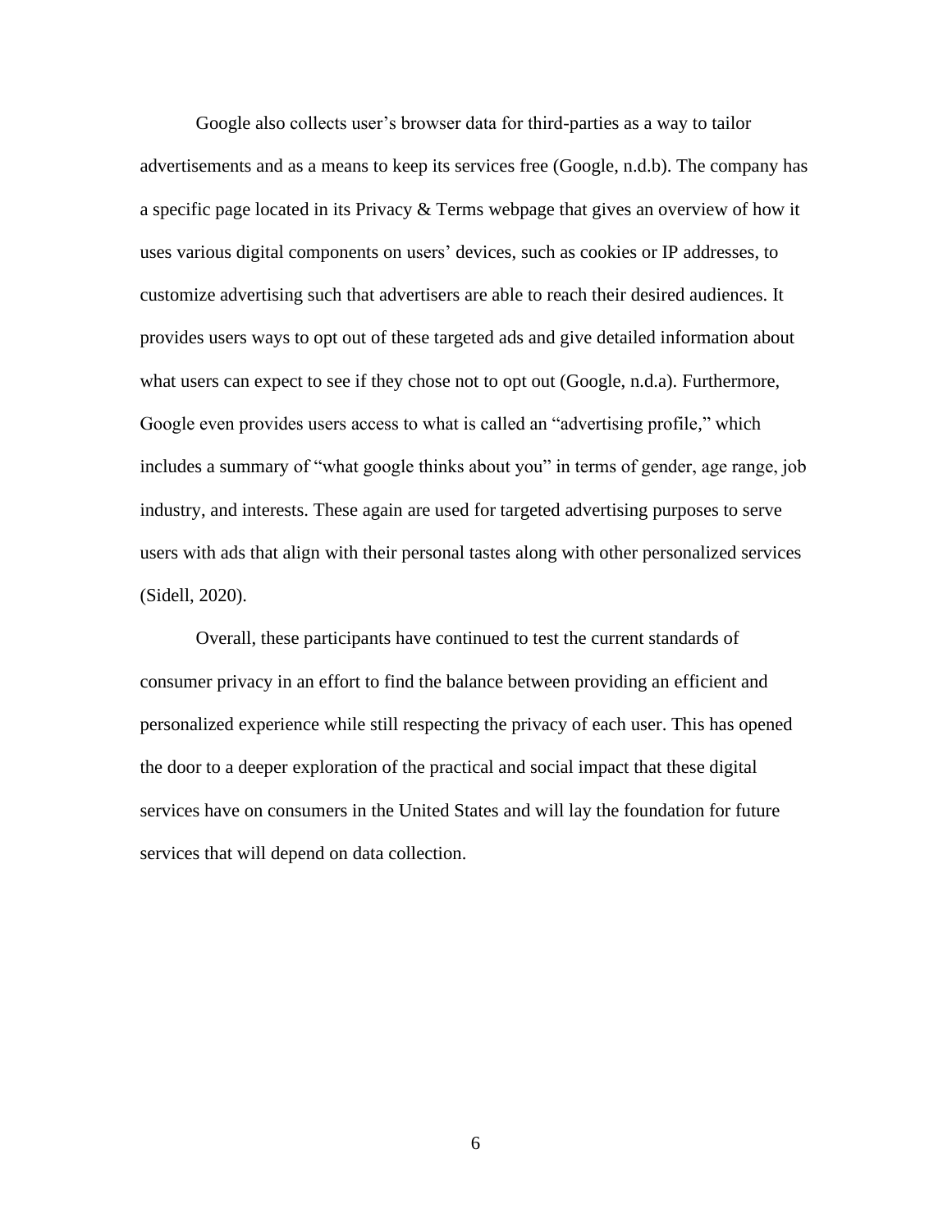Google also collects user's browser data for third-parties as a way to tailor advertisements and as a means to keep its services free (Google, n.d.b). The company has a specific page located in its Privacy & Terms webpage that gives an overview of how it uses various digital components on users' devices, such as cookies or IP addresses, to customize advertising such that advertisers are able to reach their desired audiences. It provides users ways to opt out of these targeted ads and give detailed information about what users can expect to see if they chose not to opt out (Google, n.d.a). Furthermore, Google even provides users access to what is called an "advertising profile," which includes a summary of "what google thinks about you" in terms of gender, age range, job industry, and interests. These again are used for targeted advertising purposes to serve users with ads that align with their personal tastes along with other personalized services (Sidell, 2020).

Overall, these participants have continued to test the current standards of consumer privacy in an effort to find the balance between providing an efficient and personalized experience while still respecting the privacy of each user. This has opened the door to a deeper exploration of the practical and social impact that these digital services have on consumers in the United States and will lay the foundation for future services that will depend on data collection.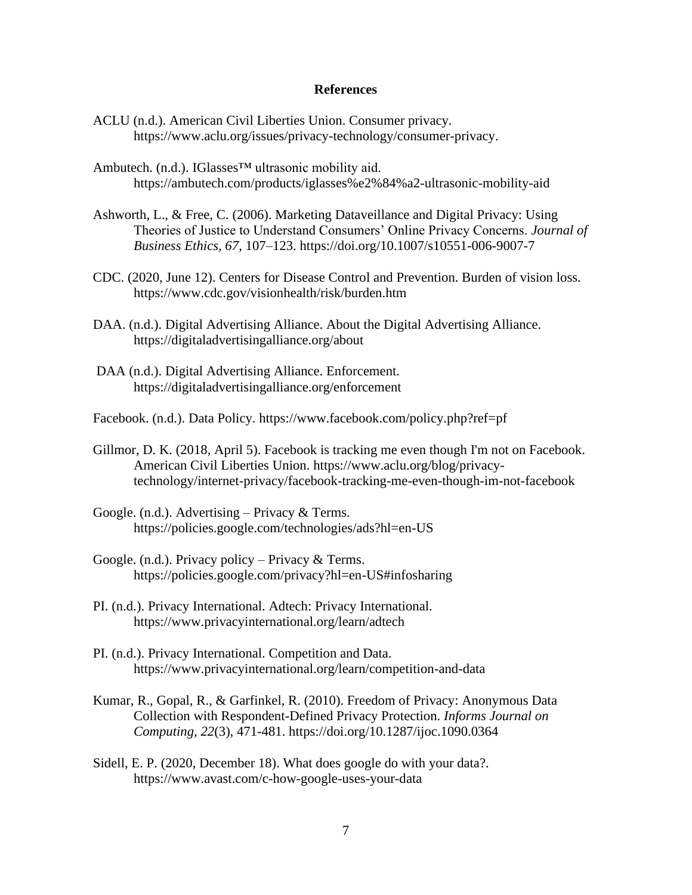# References

ACLU (n.d.). American Civil Liberties Union. Consumer privacy. https://www.aclu.org/issues/privacy-technology/consumer-privacy.

Ambutech. (n.d.). IGlasses™ ultrasonic mobility aid. https://ambutech.com/products/iglasses%e2%84%a2-ultrasonic-mobility-aid

Ashworth, L., & Free, C. (2006). Marketing Dataveillance and Digital Privacy: Using Theories of Justice to Understand Consumers' Online Privacy Concerns. *Journal of Business Ethics, 67*, 107–123. https://doi.org/10.1007/s10551-006-9007-7

CDC. (2020, June 12). Centers for Disease Control and Prevention. Burden of vision loss. https://www.cdc.gov/visionhealth/risk/burden.htm

DAA. (n.d.). Digital Advertising Alliance. About the Digital Advertising Alliance. https://digitaladvertisingalliance.org/about

DAA (n.d.). Digital Advertising Alliance. Enforcement. https://digitaladvertisingalliance.org/enforcement

Facebook. (n.d.). Data Policy. https://www.facebook.com/policy.php?ref=pf

Gillmor, D. K. (2018, April 5). Facebook is tracking me even though I'm not on Facebook. American Civil Liberties Union. https://www.aclu.org/blog/privacy-technology/internet-privacy/facebook-tracking-me-even-though-im-not-facebook

Google. (n.d.). Advertising – Privacy & Terms. https://policies.google.com/technologies/ads?hl=en-US

Google. (n.d.). Privacy policy – Privacy & Terms. https://policies.google.com/privacy?hl=en-US#infosharing

PI. (n.d.). Privacy International. Adtech: Privacy International. https://www.privacyinternational.org/learn/adtech

PI. (n.d.). Privacy International. Competition and Data. https://www.privacyinternational.org/learn/competition-and-data

Kumar, R., Gopal, R., & Garfinkel, R. (2010). Freedom of Privacy: Anonymous Data Collection with Respondent-Defined Privacy Protection. *Informs Journal on Computing, 22*(3), 471-481. https://doi.org/10.1287/ijoc.1090.0364

Sidell, E. P. (2020, December 18). What does google do with your data?. https://www.avast.com/c-how-google-uses-your-data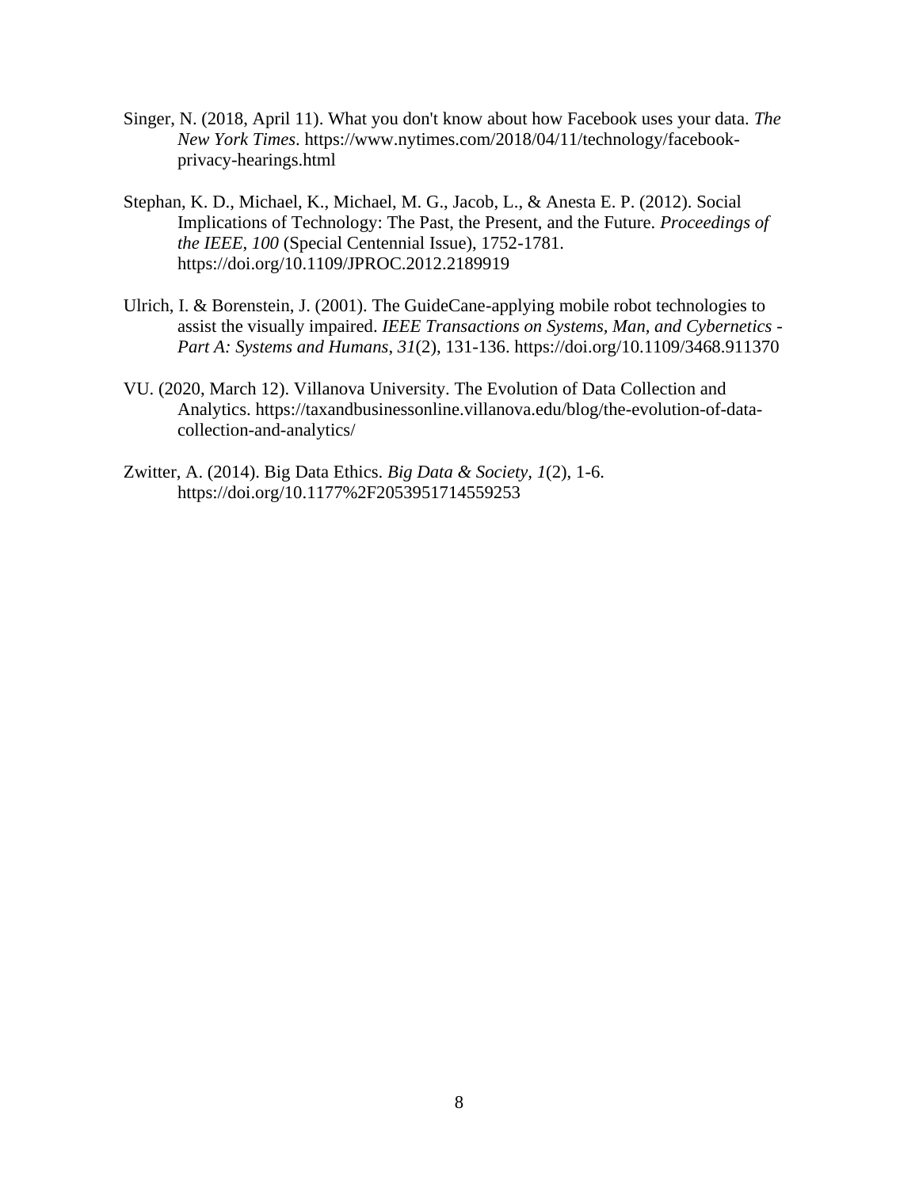Singer, N. (2018, April 11). What you don't know about how Facebook uses your data. *The New York Times*. https://www.nytimes.com/2018/04/11/technology/facebook-privacy-hearings.html

Stephan, K. D., Michael, K., Michael, M. G., Jacob, L., & Anesta E. P. (2012). Social Implications of Technology: The Past, the Present, and the Future. *Proceedings of the IEEE*, *100* (Special Centennial Issue), 1752-1781. https://doi.org/10.1109/JPROC.2012.2189919

Ulrich, I. & Borenstein, J. (2001). The GuideCane-applying mobile robot technologies to assist the visually impaired. *IEEE Transactions on Systems, Man, and Cybernetics - Part A: Systems and Humans*, *31*(2), 131-136. https://doi.org/10.1109/3468.911370

VU. (2020, March 12). Villanova University. The Evolution of Data Collection and Analytics. https://taxandbusinessonline.villanova.edu/blog/the-evolution-of-data-collection-and-analytics/

Zwitter, A. (2014). Big Data Ethics. *Big Data & Society*, *1*(2), 1-6. https://doi.org/10.1177%2F2053951714559253